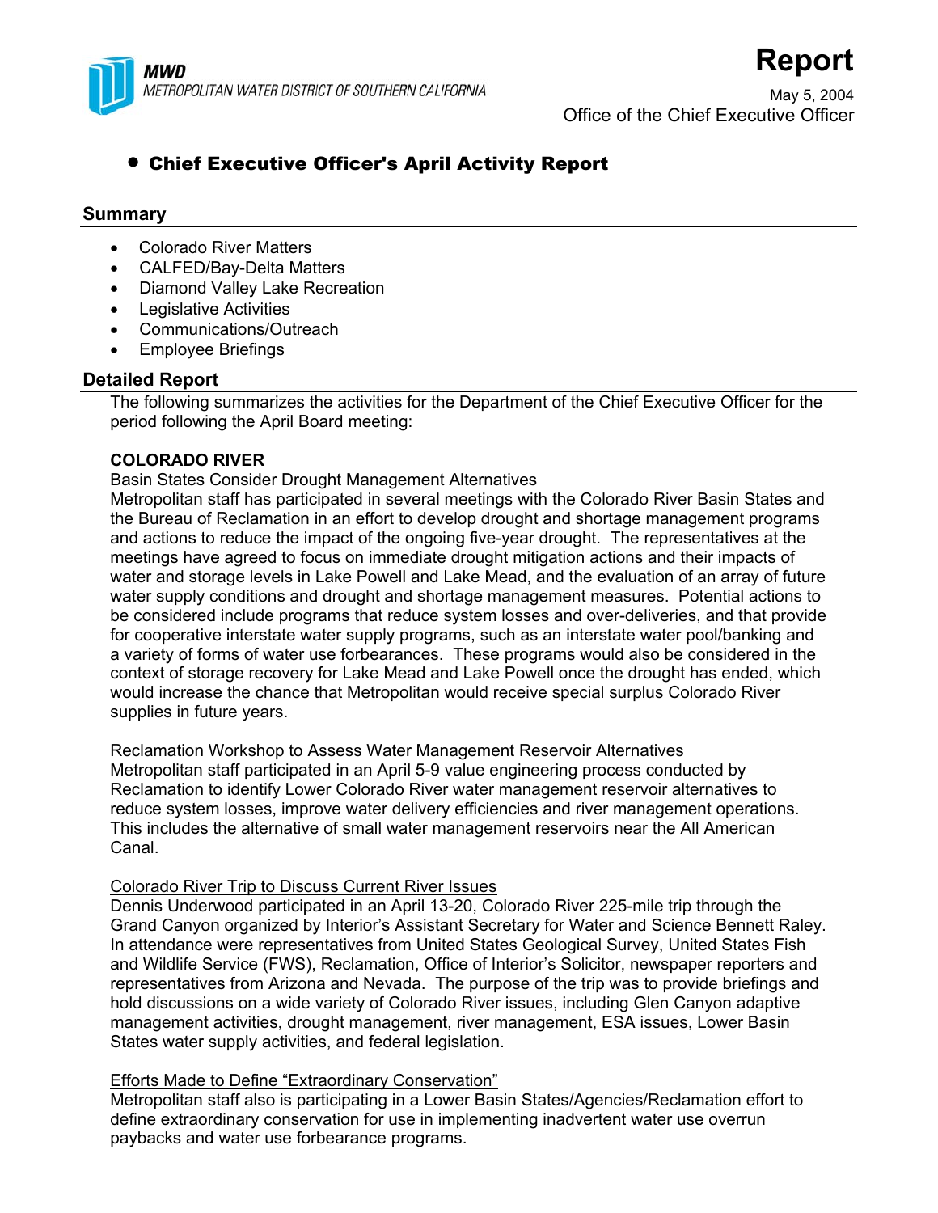MWD
METROPOLITAN WATER DISTRICT OF SOUTHERN CALIFORNIA

# Report

May 5, 2004
Office of the Chief Executive Officer

- **Chief Executive Officer's April Activity Report**

## Summary

- Colorado River Matters
- CALFED/Bay-Delta Matters
- Diamond Valley Lake Recreation
- Legislative Activities
- Communications/Outreach
- Employee Briefings

## Detailed Report

The following summarizes the activities for the Department of the Chief Executive Officer for the period following the April Board meeting:

**COLORADO RIVER**

Basin States Consider Drought Management Alternatives

Metropolitan staff has participated in several meetings with the Colorado River Basin States and the Bureau of Reclamation in an effort to develop drought and shortage management programs and actions to reduce the impact of the ongoing five-year drought. The representatives at the meetings have agreed to focus on immediate drought mitigation actions and their impacts of water and storage levels in Lake Powell and Lake Mead, and the evaluation of an array of future water supply conditions and drought and shortage management measures. Potential actions to be considered include programs that reduce system losses and over-deliveries, and that provide for cooperative interstate water supply programs, such as an interstate water pool/banking and a variety of forms of water use forbearances. These programs would also be considered in the context of storage recovery for Lake Mead and Lake Powell once the drought has ended, which would increase the chance that Metropolitan would receive special surplus Colorado River supplies in future years.

Reclamation Workshop to Assess Water Management Reservoir Alternatives

Metropolitan staff participated in an April 5-9 value engineering process conducted by Reclamation to identify Lower Colorado River water management reservoir alternatives to reduce system losses, improve water delivery efficiencies and river management operations. This includes the alternative of small water management reservoirs near the All American Canal.

Colorado River Trip to Discuss Current River Issues

Dennis Underwood participated in an April 13-20, Colorado River 225-mile trip through the Grand Canyon organized by Interior's Assistant Secretary for Water and Science Bennett Raley. In attendance were representatives from United States Geological Survey, United States Fish and Wildlife Service (FWS), Reclamation, Office of Interior's Solicitor, newspaper reporters and representatives from Arizona and Nevada. The purpose of the trip was to provide briefings and hold discussions on a wide variety of Colorado River issues, including Glen Canyon adaptive management activities, drought management, river management, ESA issues, Lower Basin States water supply activities, and federal legislation.

Efforts Made to Define "Extraordinary Conservation"

Metropolitan staff also is participating in a Lower Basin States/Agencies/Reclamation effort to define extraordinary conservation for use in implementing inadvertent water use overrun paybacks and water use forbearance programs.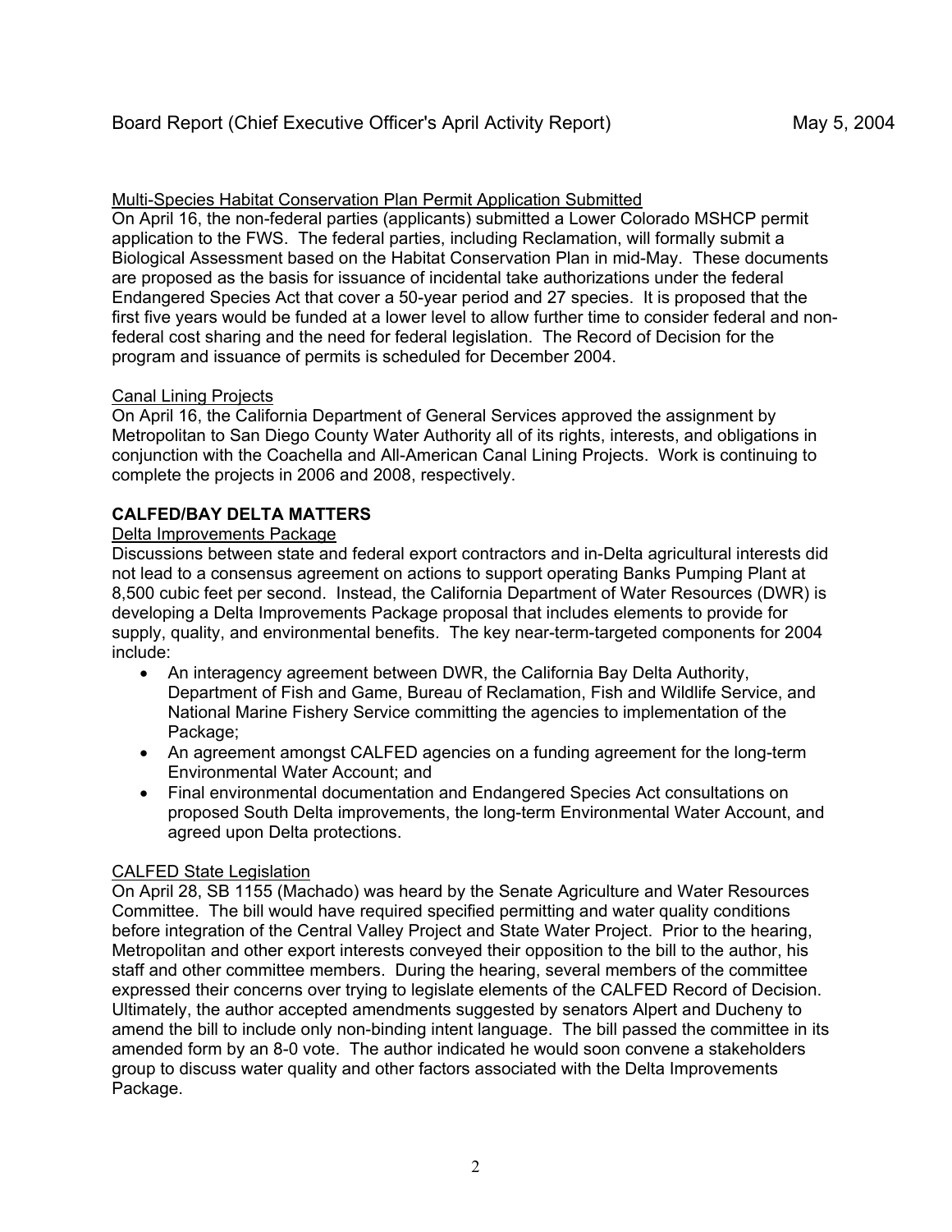Multi-Species Habitat Conservation Plan Permit Application Submitted

On April 16, the non-federal parties (applicants) submitted a Lower Colorado MSHCP permit application to the FWS. The federal parties, including Reclamation, will formally submit a Biological Assessment based on the Habitat Conservation Plan in mid-May. These documents are proposed as the basis for issuance of incidental take authorizations under the federal Endangered Species Act that cover a 50-year period and 27 species. It is proposed that the first five years would be funded at a lower level to allow further time to consider federal and non-federal cost sharing and the need for federal legislation. The Record of Decision for the program and issuance of permits is scheduled for December 2004.

Canal Lining Projects

On April 16, the California Department of General Services approved the assignment by Metropolitan to San Diego County Water Authority all of its rights, interests, and obligations in conjunction with the Coachella and All-American Canal Lining Projects. Work is continuing to complete the projects in 2006 and 2008, respectively.

## CALFED/BAY DELTA MATTERS

Delta Improvements Package

Discussions between state and federal export contractors and in-Delta agricultural interests did not lead to a consensus agreement on actions to support operating Banks Pumping Plant at 8,500 cubic feet per second. Instead, the California Department of Water Resources (DWR) is developing a Delta Improvements Package proposal that includes elements to provide for supply, quality, and environmental benefits. The key near-term-targeted components for 2004 include:

- An interagency agreement between DWR, the California Bay Delta Authority, Department of Fish and Game, Bureau of Reclamation, Fish and Wildlife Service, and National Marine Fishery Service committing the agencies to implementation of the Package;
- An agreement amongst CALFED agencies on a funding agreement for the long-term Environmental Water Account; and
- Final environmental documentation and Endangered Species Act consultations on proposed South Delta improvements, the long-term Environmental Water Account, and agreed upon Delta protections.

CALFED State Legislation

On April 28, SB 1155 (Machado) was heard by the Senate Agriculture and Water Resources Committee. The bill would have required specified permitting and water quality conditions before integration of the Central Valley Project and State Water Project. Prior to the hearing, Metropolitan and other export interests conveyed their opposition to the bill to the author, his staff and other committee members. During the hearing, several members of the committee expressed their concerns over trying to legislate elements of the CALFED Record of Decision. Ultimately, the author accepted amendments suggested by senators Alpert and Ducheny to amend the bill to include only non-binding intent language. The bill passed the committee in its amended form by an 8-0 vote. The author indicated he would soon convene a stakeholders group to discuss water quality and other factors associated with the Delta Improvements Package.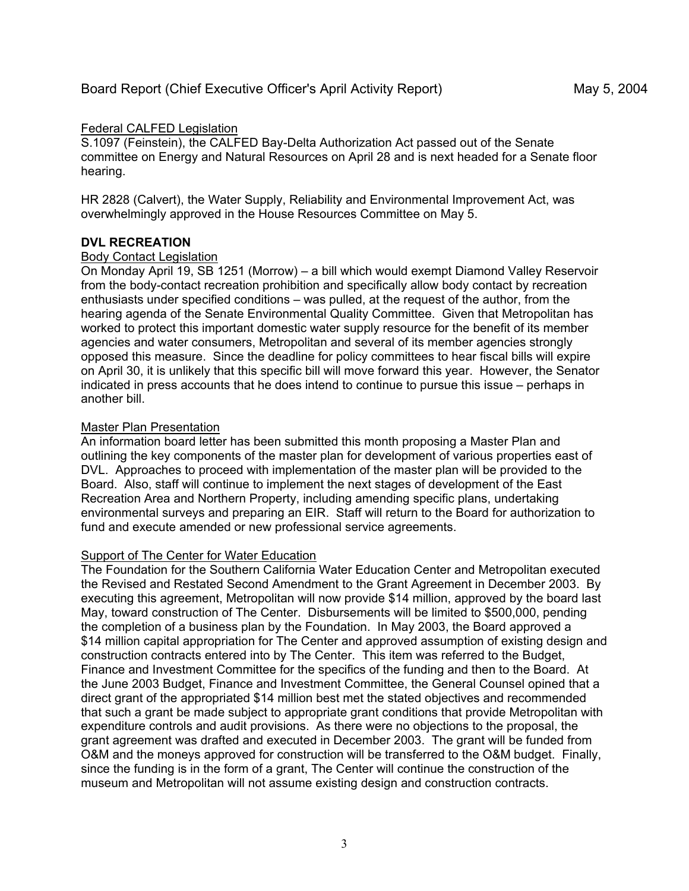### Federal CALFED Legislation

S.1097 (Feinstein), the CALFED Bay-Delta Authorization Act passed out of the Senate committee on Energy and Natural Resources on April 28 and is next headed for a Senate floor hearing.

HR 2828 (Calvert), the Water Supply, Reliability and Environmental Improvement Act, was overwhelmingly approved in the House Resources Committee on May 5.

## DVL RECREATION

### Body Contact Legislation

On Monday April 19, SB 1251 (Morrow) – a bill which would exempt Diamond Valley Reservoir from the body-contact recreation prohibition and specifically allow body contact by recreation enthusiasts under specified conditions – was pulled, at the request of the author, from the hearing agenda of the Senate Environmental Quality Committee. Given that Metropolitan has worked to protect this important domestic water supply resource for the benefit of its member agencies and water consumers, Metropolitan and several of its member agencies strongly opposed this measure. Since the deadline for policy committees to hear fiscal bills will expire on April 30, it is unlikely that this specific bill will move forward this year. However, the Senator indicated in press accounts that he does intend to continue to pursue this issue – perhaps in another bill.

### Master Plan Presentation

An information board letter has been submitted this month proposing a Master Plan and outlining the key components of the master plan for development of various properties east of DVL. Approaches to proceed with implementation of the master plan will be provided to the Board. Also, staff will continue to implement the next stages of development of the East Recreation Area and Northern Property, including amending specific plans, undertaking environmental surveys and preparing an EIR. Staff will return to the Board for authorization to fund and execute amended or new professional service agreements.

### Support of The Center for Water Education

The Foundation for the Southern California Water Education Center and Metropolitan executed the Revised and Restated Second Amendment to the Grant Agreement in December 2003. By executing this agreement, Metropolitan will now provide $14 million, approved by the board last May, toward construction of The Center. Disbursements will be limited to $500,000, pending the completion of a business plan by the Foundation. In May 2003, the Board approved a $14 million capital appropriation for The Center and approved assumption of existing design and construction contracts entered into by The Center. This item was referred to the Budget, Finance and Investment Committee for the specifics of the funding and then to the Board. At the June 2003 Budget, Finance and Investment Committee, the General Counsel opined that a direct grant of the appropriated $14 million best met the stated objectives and recommended that such a grant be made subject to appropriate grant conditions that provide Metropolitan with expenditure controls and audit provisions. As there were no objections to the proposal, the grant agreement was drafted and executed in December 2003. The grant will be funded from O&M and the moneys approved for construction will be transferred to the O&M budget. Finally, since the funding is in the form of a grant, The Center will continue the construction of the museum and Metropolitan will not assume existing design and construction contracts.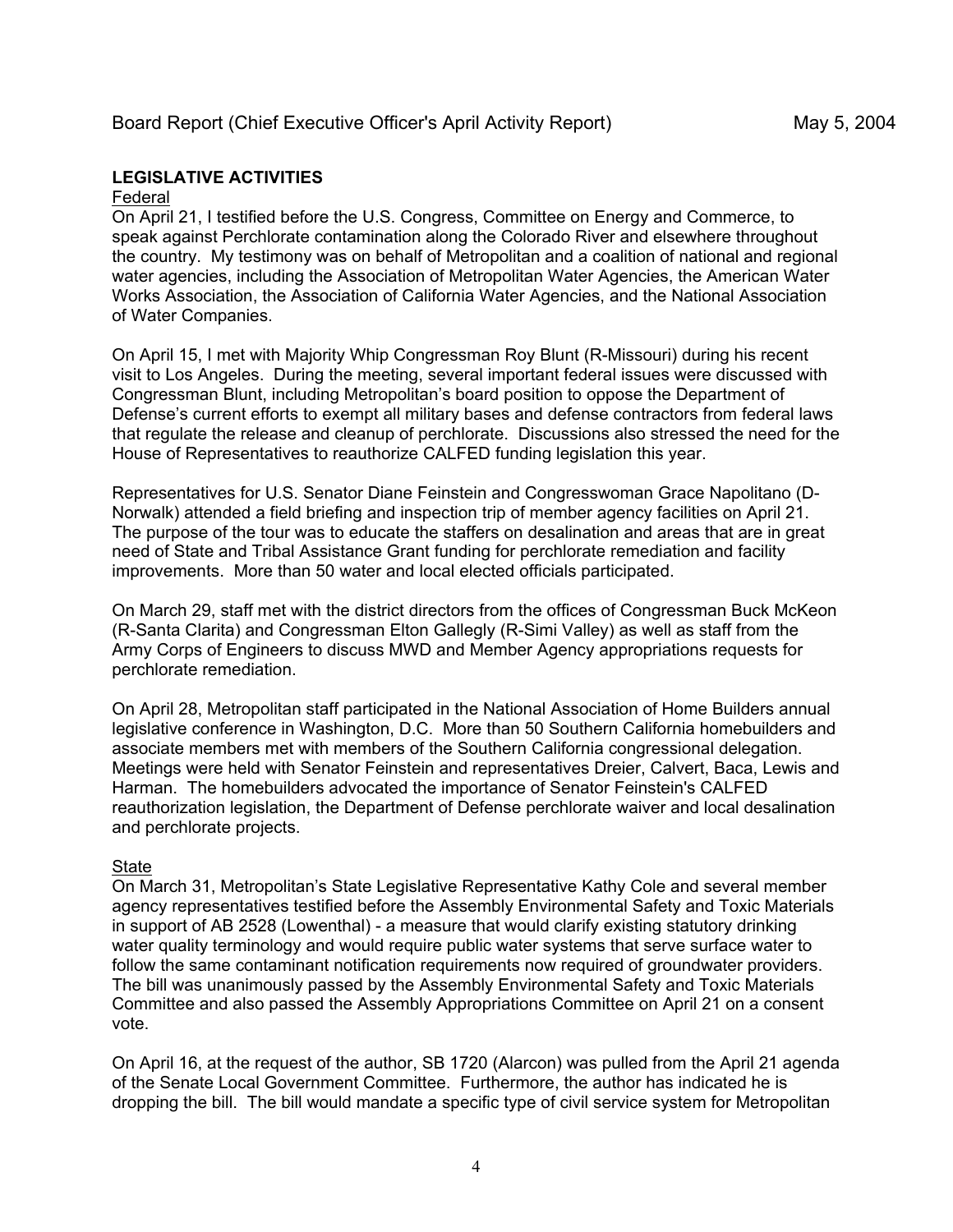## LEGISLATIVE ACTIVITIES

Federal

On April 21, I testified before the U.S. Congress, Committee on Energy and Commerce, to speak against Perchlorate contamination along the Colorado River and elsewhere throughout the country. My testimony was on behalf of Metropolitan and a coalition of national and regional water agencies, including the Association of Metropolitan Water Agencies, the American Water Works Association, the Association of California Water Agencies, and the National Association of Water Companies.

On April 15, I met with Majority Whip Congressman Roy Blunt (R-Missouri) during his recent visit to Los Angeles. During the meeting, several important federal issues were discussed with Congressman Blunt, including Metropolitan's board position to oppose the Department of Defense's current efforts to exempt all military bases and defense contractors from federal laws that regulate the release and cleanup of perchlorate. Discussions also stressed the need for the House of Representatives to reauthorize CALFED funding legislation this year.

Representatives for U.S. Senator Diane Feinstein and Congresswoman Grace Napolitano (D-Norwalk) attended a field briefing and inspection trip of member agency facilities on April 21. The purpose of the tour was to educate the staffers on desalination and areas that are in great need of State and Tribal Assistance Grant funding for perchlorate remediation and facility improvements. More than 50 water and local elected officials participated.

On March 29, staff met with the district directors from the offices of Congressman Buck McKeon (R-Santa Clarita) and Congressman Elton Gallegly (R-Simi Valley) as well as staff from the Army Corps of Engineers to discuss MWD and Member Agency appropriations requests for perchlorate remediation.

On April 28, Metropolitan staff participated in the National Association of Home Builders annual legislative conference in Washington, D.C. More than 50 Southern California homebuilders and associate members met with members of the Southern California congressional delegation. Meetings were held with Senator Feinstein and representatives Dreier, Calvert, Baca, Lewis and Harman. The homebuilders advocated the importance of Senator Feinstein's CALFED reauthorization legislation, the Department of Defense perchlorate waiver and local desalination and perchlorate projects.

State

On March 31, Metropolitan's State Legislative Representative Kathy Cole and several member agency representatives testified before the Assembly Environmental Safety and Toxic Materials in support of AB 2528 (Lowenthal) - a measure that would clarify existing statutory drinking water quality terminology and would require public water systems that serve surface water to follow the same contaminant notification requirements now required of groundwater providers. The bill was unanimously passed by the Assembly Environmental Safety and Toxic Materials Committee and also passed the Assembly Appropriations Committee on April 21 on a consent vote.

On April 16, at the request of the author, SB 1720 (Alarcon) was pulled from the April 21 agenda of the Senate Local Government Committee. Furthermore, the author has indicated he is dropping the bill. The bill would mandate a specific type of civil service system for Metropolitan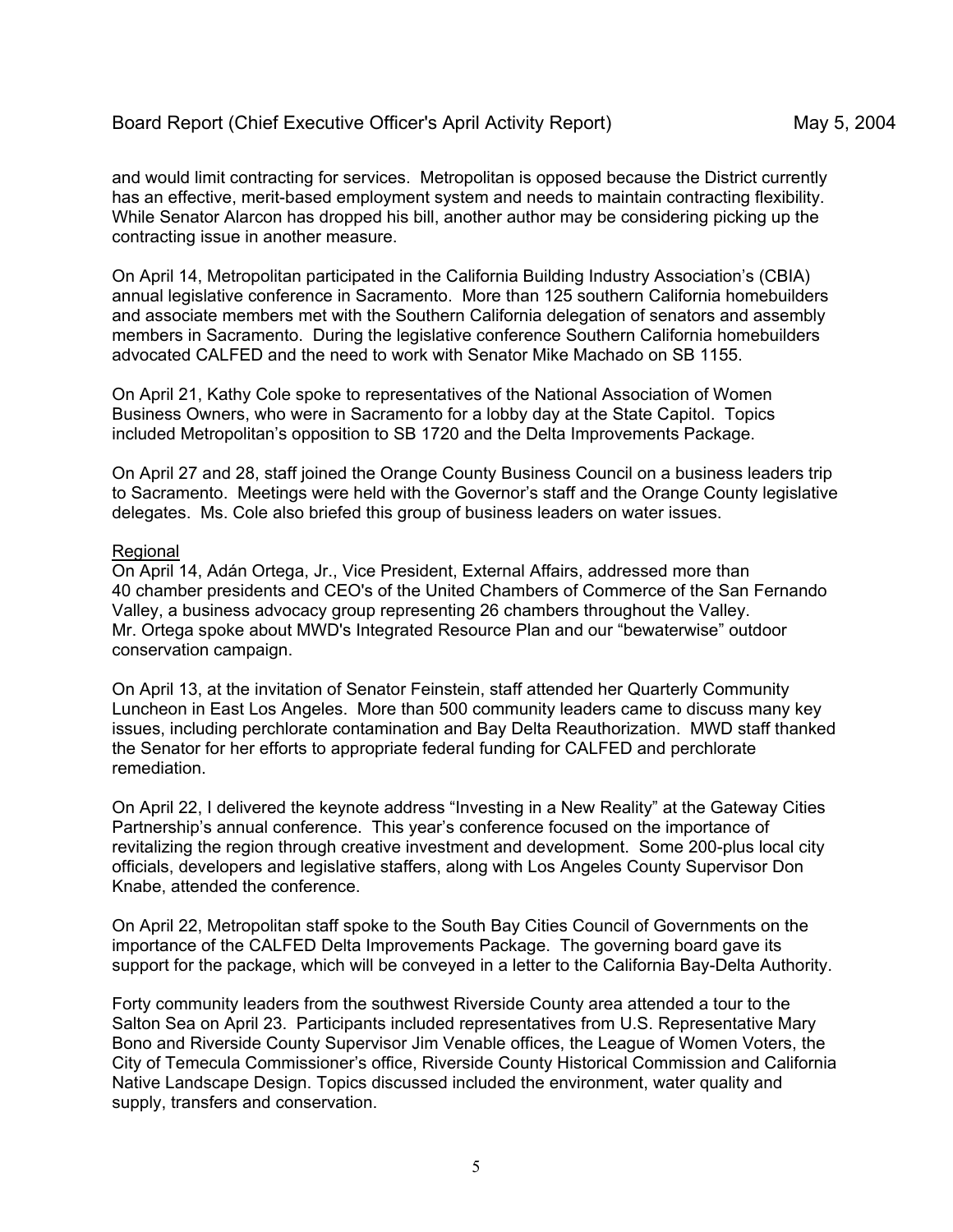and would limit contracting for services. Metropolitan is opposed because the District currently has an effective, merit-based employment system and needs to maintain contracting flexibility. While Senator Alarcon has dropped his bill, another author may be considering picking up the contracting issue in another measure.

On April 14, Metropolitan participated in the California Building Industry Association's (CBIA) annual legislative conference in Sacramento. More than 125 southern California homebuilders and associate members met with the Southern California delegation of senators and assembly members in Sacramento. During the legislative conference Southern California homebuilders advocated CALFED and the need to work with Senator Mike Machado on SB 1155.

On April 21, Kathy Cole spoke to representatives of the National Association of Women Business Owners, who were in Sacramento for a lobby day at the State Capitol. Topics included Metropolitan's opposition to SB 1720 and the Delta Improvements Package.

On April 27 and 28, staff joined the Orange County Business Council on a business leaders trip to Sacramento. Meetings were held with the Governor's staff and the Orange County legislative delegates. Ms. Cole also briefed this group of business leaders on water issues.

Regional

On April 14, Adán Ortega, Jr., Vice President, External Affairs, addressed more than 40 chamber presidents and CEO's of the United Chambers of Commerce of the San Fernando Valley, a business advocacy group representing 26 chambers throughout the Valley. Mr. Ortega spoke about MWD's Integrated Resource Plan and our "bewaterwise" outdoor conservation campaign.

On April 13, at the invitation of Senator Feinstein, staff attended her Quarterly Community Luncheon in East Los Angeles. More than 500 community leaders came to discuss many key issues, including perchlorate contamination and Bay Delta Reauthorization. MWD staff thanked the Senator for her efforts to appropriate federal funding for CALFED and perchlorate remediation.

On April 22, I delivered the keynote address "Investing in a New Reality" at the Gateway Cities Partnership's annual conference. This year's conference focused on the importance of revitalizing the region through creative investment and development. Some 200-plus local city officials, developers and legislative staffers, along with Los Angeles County Supervisor Don Knabe, attended the conference.

On April 22, Metropolitan staff spoke to the South Bay Cities Council of Governments on the importance of the CALFED Delta Improvements Package. The governing board gave its support for the package, which will be conveyed in a letter to the California Bay-Delta Authority.

Forty community leaders from the southwest Riverside County area attended a tour to the Salton Sea on April 23. Participants included representatives from U.S. Representative Mary Bono and Riverside County Supervisor Jim Venable offices, the League of Women Voters, the City of Temecula Commissioner's office, Riverside County Historical Commission and California Native Landscape Design. Topics discussed included the environment, water quality and supply, transfers and conservation.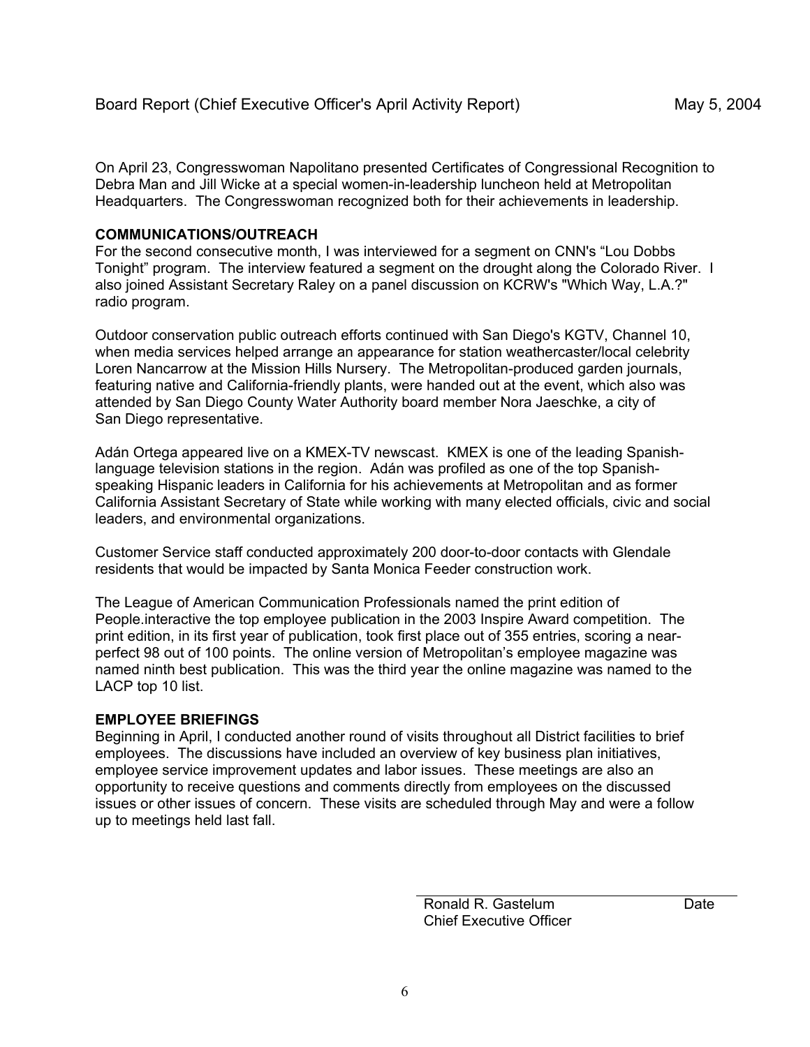On April 23, Congresswoman Napolitano presented Certificates of Congressional Recognition to Debra Man and Jill Wicke at a special women-in-leadership luncheon held at Metropolitan Headquarters. The Congresswoman recognized both for their achievements in leadership.

**COMMUNICATIONS/OUTREACH**

For the second consecutive month, I was interviewed for a segment on CNN's "Lou Dobbs Tonight" program. The interview featured a segment on the drought along the Colorado River. I also joined Assistant Secretary Raley on a panel discussion on KCRW's "Which Way, L.A.?" radio program.

Outdoor conservation public outreach efforts continued with San Diego's KGTV, Channel 10, when media services helped arrange an appearance for station weathercaster/local celebrity Loren Nancarrow at the Mission Hills Nursery. The Metropolitan-produced garden journals, featuring native and California-friendly plants, were handed out at the event, which also was attended by San Diego County Water Authority board member Nora Jaeschke, a city of San Diego representative.

Adán Ortega appeared live on a KMEX-TV newscast. KMEX is one of the leading Spanish-language television stations in the region. Adán was profiled as one of the top Spanish-speaking Hispanic leaders in California for his achievements at Metropolitan and as former California Assistant Secretary of State while working with many elected officials, civic and social leaders, and environmental organizations.

Customer Service staff conducted approximately 200 door-to-door contacts with Glendale residents that would be impacted by Santa Monica Feeder construction work.

The League of American Communication Professionals named the print edition of People.interactive the top employee publication in the 2003 Inspire Award competition. The print edition, in its first year of publication, took first place out of 355 entries, scoring a near-perfect 98 out of 100 points. The online version of Metropolitan's employee magazine was named ninth best publication. This was the third year the online magazine was named to the LACP top 10 list.

**EMPLOYEE BRIEFINGS**

Beginning in April, I conducted another round of visits throughout all District facilities to brief employees. The discussions have included an overview of key business plan initiatives, employee service improvement updates and labor issues. These meetings are also an opportunity to receive questions and comments directly from employees on the discussed issues or other issues of concern. These visits are scheduled through May and were a follow up to meetings held last fall.

Ronald R. Gastelum — Date

Chief Executive Officer